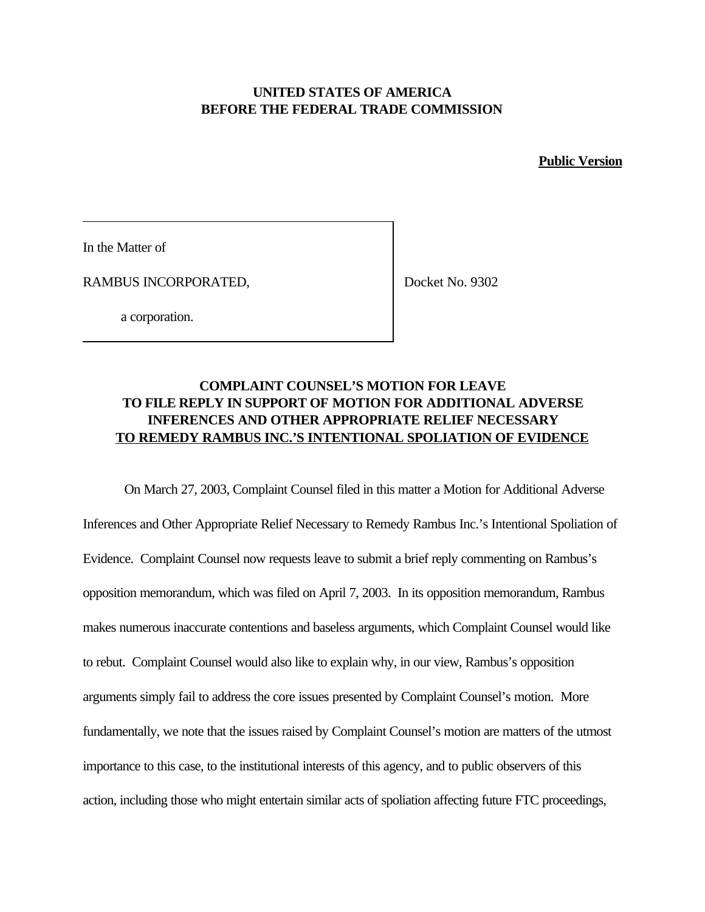**UNITED STATES OF AMERICA**
**BEFORE THE FEDERAL TRADE COMMISSION**

**Public Version**

| In the Matter of | |
|---|---|
| RAMBUS INCORPORATED, | Docket No. 9302 |
| a corporation. | |

# COMPLAINT COUNSEL'S MOTION FOR LEAVE TO FILE REPLY IN SUPPORT OF MOTION FOR ADDITIONAL ADVERSE INFERENCES AND OTHER APPROPRIATE RELIEF NECESSARY TO REMEDY RAMBUS INC.'S INTENTIONAL SPOLIATION OF EVIDENCE

On March 27, 2003, Complaint Counsel filed in this matter a Motion for Additional Adverse Inferences and Other Appropriate Relief Necessary to Remedy Rambus Inc.'s Intentional Spoliation of Evidence. Complaint Counsel now requests leave to submit a brief reply commenting on Rambus's opposition memorandum, which was filed on April 7, 2003. In its opposition memorandum, Rambus makes numerous inaccurate contentions and baseless arguments, which Complaint Counsel would like to rebut. Complaint Counsel would also like to explain why, in our view, Rambus's opposition arguments simply fail to address the core issues presented by Complaint Counsel's motion. More fundamentally, we note that the issues raised by Complaint Counsel's motion are matters of the utmost importance to this case, to the institutional interests of this agency, and to public observers of this action, including those who might entertain similar acts of spoliation affecting future FTC proceedings,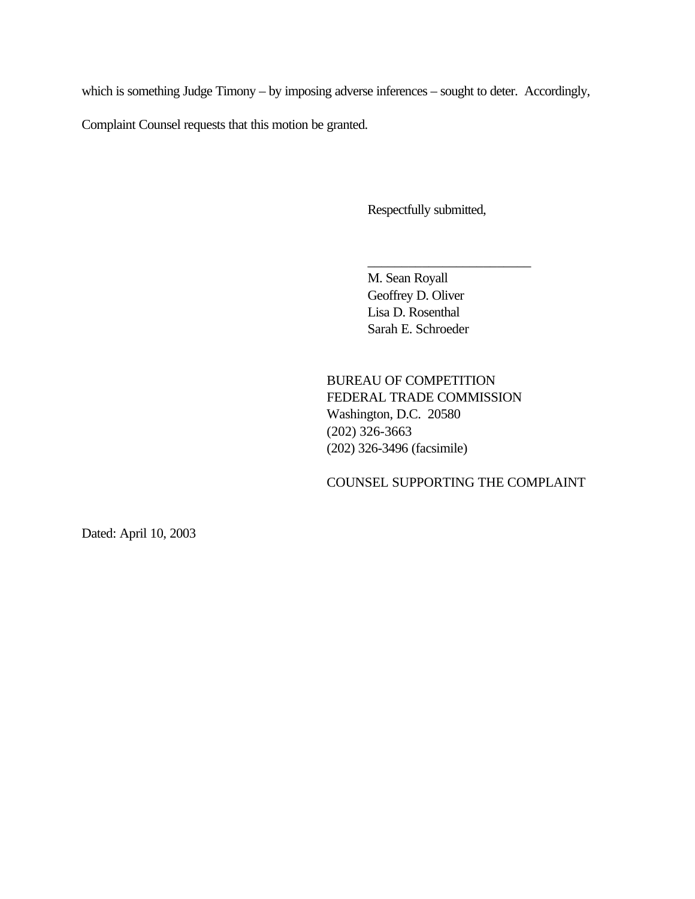which is something Judge Timony – by imposing adverse inferences – sought to deter. Accordingly, Complaint Counsel requests that this motion be granted.

Respectfully submitted,

\_\_\_\_\_\_\_\_\_\_\_\_\_\_\_\_\_\_\_\_\_\_\_\_\_

M. Sean Royall
Geoffrey D. Oliver
Lisa D. Rosenthal
Sarah E. Schroeder

BUREAU OF COMPETITION
FEDERAL TRADE COMMISSION
Washington, D.C. 20580
(202) 326-3663
(202) 326-3496 (facsimile)

COUNSEL SUPPORTING THE COMPLAINT

Dated: April 10, 2003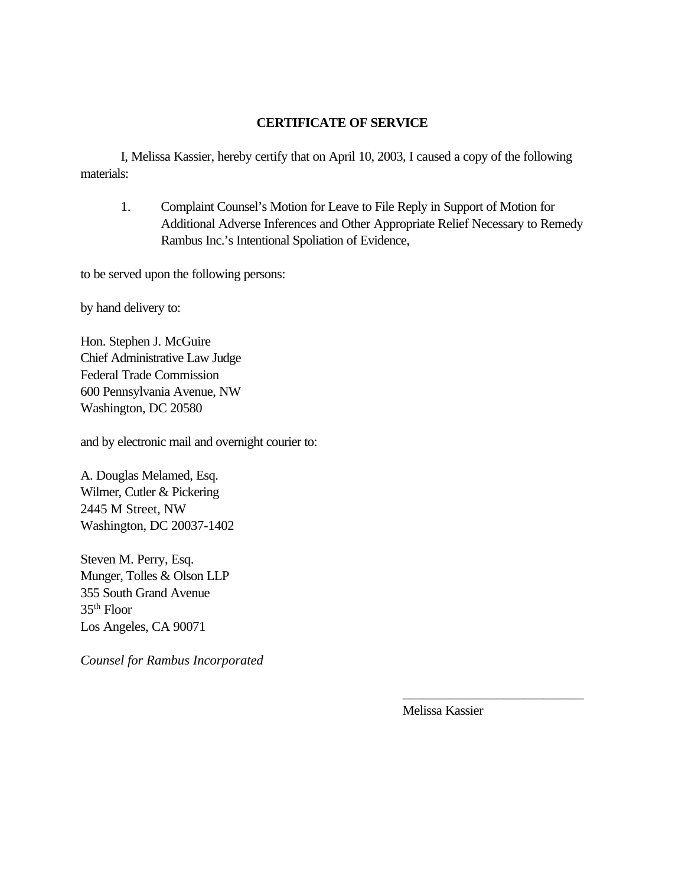## CERTIFICATE OF SERVICE

I, Melissa Kassier, hereby certify that on April 10, 2003, I caused a copy of the following materials:

1. Complaint Counsel's Motion for Leave to File Reply in Support of Motion for Additional Adverse Inferences and Other Appropriate Relief Necessary to Remedy Rambus Inc.'s Intentional Spoliation of Evidence,

to be served upon the following persons:

by hand delivery to:

Hon. Stephen J. McGuire
Chief Administrative Law Judge
Federal Trade Commission
600 Pennsylvania Avenue, NW
Washington, DC 20580

and by electronic mail and overnight courier to:

A. Douglas Melamed, Esq.
Wilmer, Cutler & Pickering
2445 M Street, NW
Washington, DC 20037-1402

Steven M. Perry, Esq.
Munger, Tolles & Olson LLP
355 South Grand Avenue
35th Floor
Los Angeles, CA 90071

*Counsel for Rambus Incorporated*

\_\_\_\_\_\_\_\_\_\_\_\_\_\_\_\_\_\_\_\_\_\_\_\_\_\_\_\_
Melissa Kassier